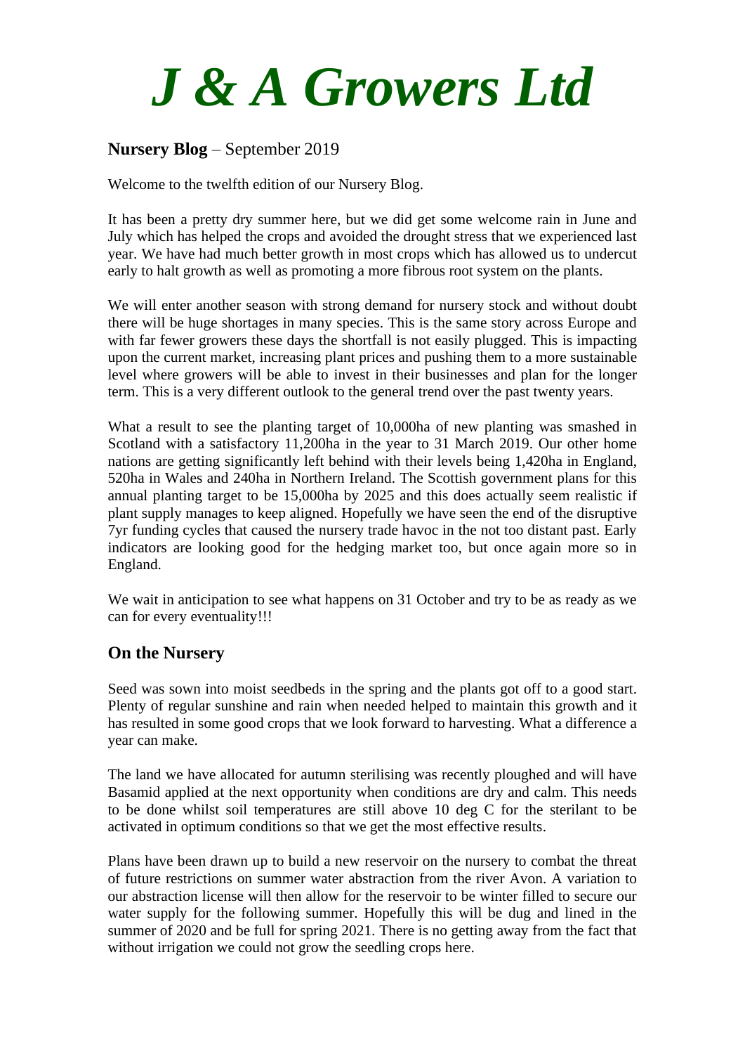# *J & A Growers Ltd*

**Nursery Blog** – September 2019

Welcome to the twelfth edition of our Nursery Blog.

It has been a pretty dry summer here, but we did get some welcome rain in June and July which has helped the crops and avoided the drought stress that we experienced last year. We have had much better growth in most crops which has allowed us to undercut early to halt growth as well as promoting a more fibrous root system on the plants.

We will enter another season with strong demand for nursery stock and without doubt there will be huge shortages in many species. This is the same story across Europe and with far fewer growers these days the shortfall is not easily plugged. This is impacting upon the current market, increasing plant prices and pushing them to a more sustainable level where growers will be able to invest in their businesses and plan for the longer term. This is a very different outlook to the general trend over the past twenty years.

What a result to see the planting target of 10,000ha of new planting was smashed in Scotland with a satisfactory 11,200ha in the year to 31 March 2019. Our other home nations are getting significantly left behind with their levels being 1,420ha in England, 520ha in Wales and 240ha in Northern Ireland. The Scottish government plans for this annual planting target to be 15,000ha by 2025 and this does actually seem realistic if plant supply manages to keep aligned. Hopefully we have seen the end of the disruptive 7yr funding cycles that caused the nursery trade havoc in the not too distant past. Early indicators are looking good for the hedging market too, but once again more so in England.

We wait in anticipation to see what happens on 31 October and try to be as ready as we can for every eventuality!!!

## On the Nursery

Seed was sown into moist seedbeds in the spring and the plants got off to a good start. Plenty of regular sunshine and rain when needed helped to maintain this growth and it has resulted in some good crops that we look forward to harvesting. What a difference a year can make.

The land we have allocated for autumn sterilising was recently ploughed and will have Basamid applied at the next opportunity when conditions are dry and calm. This needs to be done whilst soil temperatures are still above 10 deg C for the sterilant to be activated in optimum conditions so that we get the most effective results.

Plans have been drawn up to build a new reservoir on the nursery to combat the threat of future restrictions on summer water abstraction from the river Avon. A variation to our abstraction license will then allow for the reservoir to be winter filled to secure our water supply for the following summer. Hopefully this will be dug and lined in the summer of 2020 and be full for spring 2021. There is no getting away from the fact that without irrigation we could not grow the seedling crops here.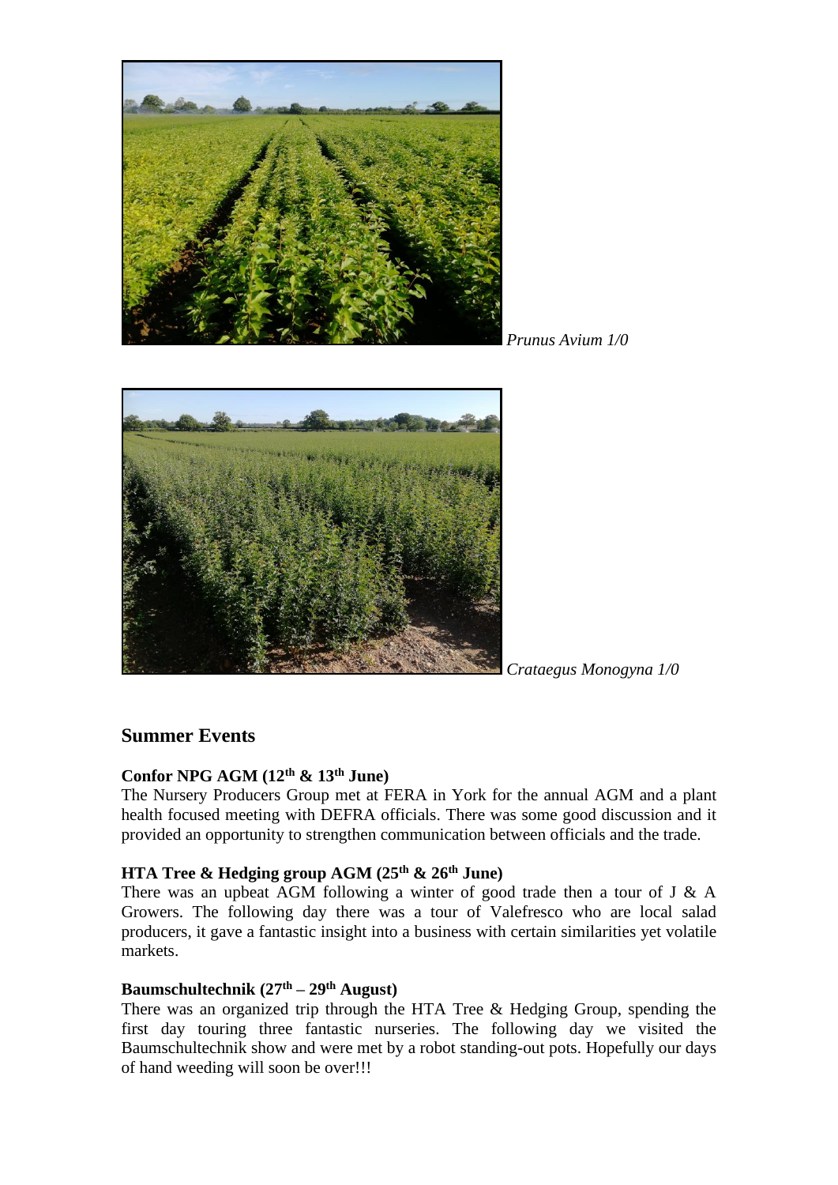*Prunus Avium 1/0*

*Crataegus Monogyna 1/0*

## Summer Events

**Confor NPG AGM (12th & 13th June)**

The Nursery Producers Group met at FERA in York for the annual AGM and a plant health focused meeting with DEFRA officials. There was some good discussion and it provided an opportunity to strengthen communication between officials and the trade.

**HTA Tree & Hedging group AGM (25th & 26th June)**

There was an upbeat AGM following a winter of good trade then a tour of J & A Growers. The following day there was a tour of Valefresco who are local salad producers, it gave a fantastic insight into a business with certain similarities yet volatile markets.

**Baumschultechnik (27th – 29th August)**

There was an organized trip through the HTA Tree & Hedging Group, spending the first day touring three fantastic nurseries. The following day we visited the Baumschultechnik show and were met by a robot standing-out pots. Hopefully our days of hand weeding will soon be over!!!